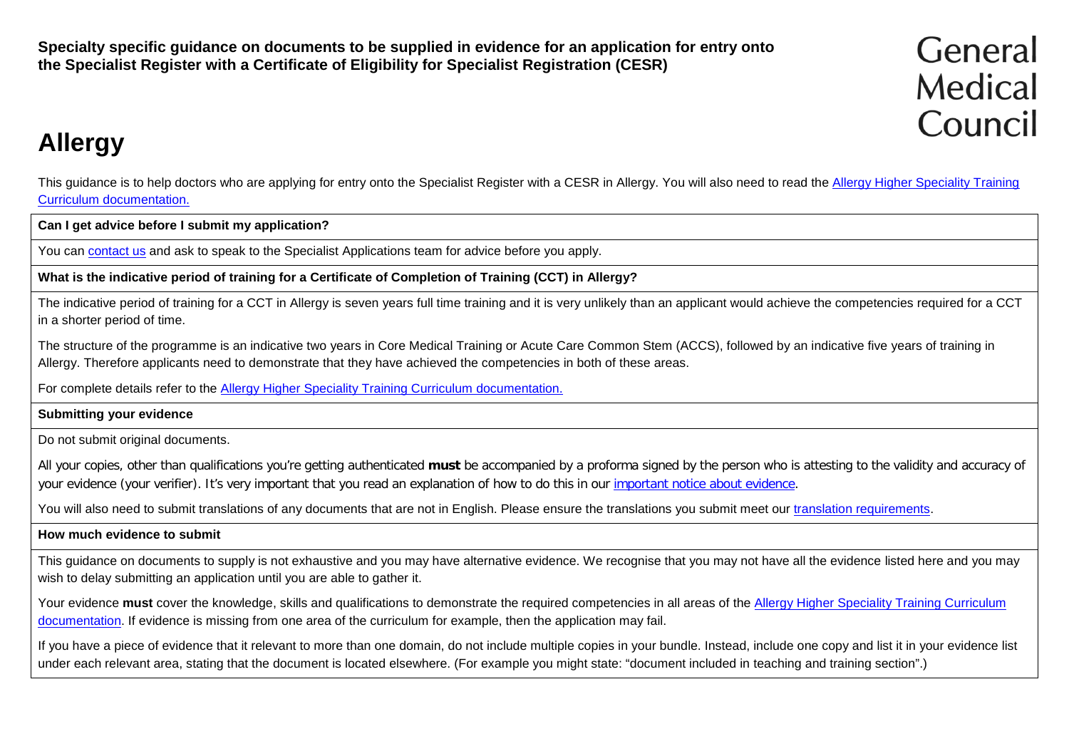**Specialty specific guidance on documents to be supplied in evidence for an application for entry onto the Specialist Register with a Certificate of Eligibility for Specialist Registration (CESR)**

General Medical Council

# Allergy

This guidance is to help doctors who are applying for entry onto the Specialist Register with a CESR in Allergy. You will also need to read the Allergy Higher Speciality Training Curriculum documentation.

**Can I get advice before I submit my application?**

You can contact us and ask to speak to the Specialist Applications team for advice before you apply.

**What is the indicative period of training for a Certificate of Completion of Training (CCT) in Allergy?**

The indicative period of training for a CCT in Allergy is seven years full time training and it is very unlikely than an applicant would achieve the competencies required for a CCT in a shorter period of time.

The structure of the programme is an indicative two years in Core Medical Training or Acute Care Common Stem (ACCS), followed by an indicative five years of training in Allergy. Therefore applicants need to demonstrate that they have achieved the competencies in both of these areas.

For complete details refer to the Allergy Higher Speciality Training Curriculum documentation.

**Submitting your evidence**

Do not submit original documents.

All your copies, other than qualifications you're getting authenticated **must** be accompanied by a proforma signed by the person who is attesting to the validity and accuracy of your evidence (your verifier). It's very important that you read an explanation of how to do this in our important notice about evidence.

You will also need to submit translations of any documents that are not in English. Please ensure the translations you submit meet our translation requirements.

**How much evidence to submit**

This guidance on documents to supply is not exhaustive and you may have alternative evidence. We recognise that you may not have all the evidence listed here and you may wish to delay submitting an application until you are able to gather it.

Your evidence **must** cover the knowledge, skills and qualifications to demonstrate the required competencies in all areas of the Allergy Higher Speciality Training Curriculum documentation. If evidence is missing from one area of the curriculum for example, then the application may fail.

If you have a piece of evidence that it relevant to more than one domain, do not include multiple copies in your bundle. Instead, include one copy and list it in your evidence list under each relevant area, stating that the document is located elsewhere. (For example you might state: "document included in teaching and training section".)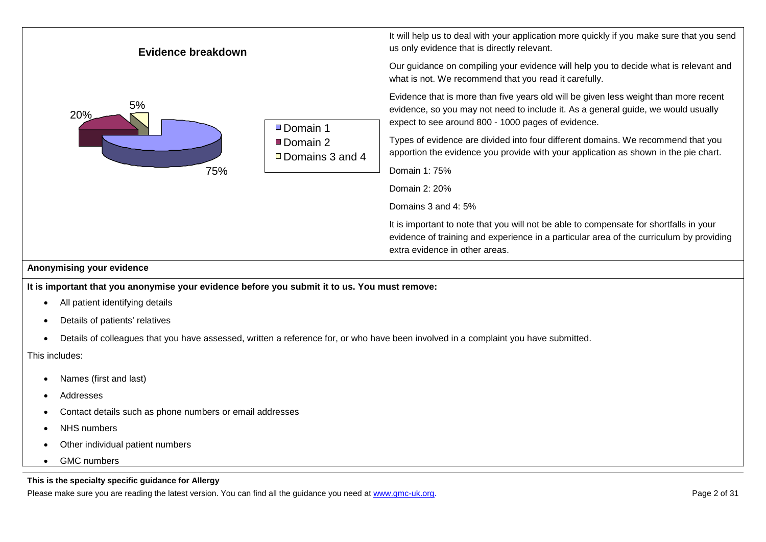**Evidence breakdown**

It will help us to deal with your application more quickly if you make sure that you send us only evidence that is directly relevant.

Our guidance on compiling your evidence will help you to decide what is relevant and what is not. We recommend that you read it carefully.

Evidence that is more than five years old will be given less weight than more recent evidence, so you may not need to include it. As a general guide, we would usually expect to see around 800 - 1000 pages of evidence.

Types of evidence are divided into four different domains. We recommend that you apportion the evidence you provide with your application as shown in the pie chart.

Domain 1: 75%

Domain 2: 20%

Domains 3 and 4: 5%

It is important to note that you will not be able to compensate for shortfalls in your evidence of training and experience in a particular area of the curriculum by providing extra evidence in other areas.

**Anonymising your evidence**

**It is important that you anonymise your evidence before you submit it to us. You must remove:**

- All patient identifying details
- Details of patients' relatives
- Details of colleagues that you have assessed, written a reference for, or who have been involved in a complaint you have submitted.

This includes:

- Names (first and last)
- Addresses
- Contact details such as phone numbers or email addresses
- NHS numbers
- Other individual patient numbers
- GMC numbers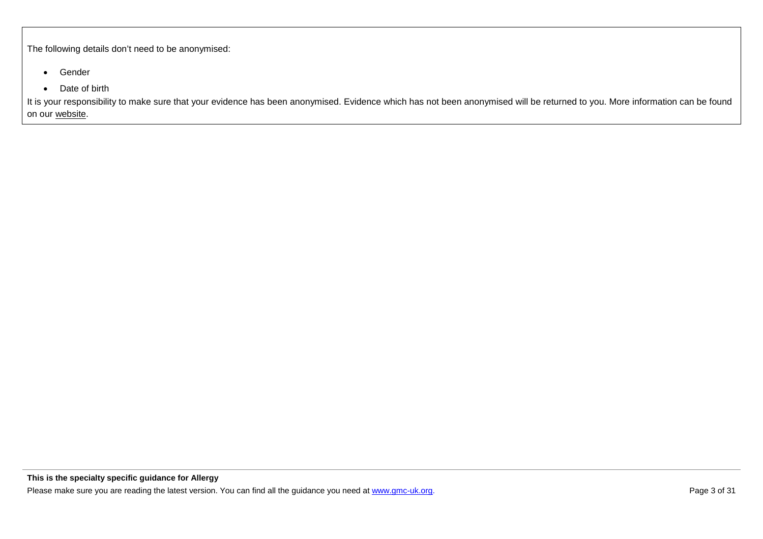The following details don't need to be anonymised:

- Gender
- Date of birth

It is your responsibility to make sure that your evidence has been anonymised. Evidence which has not been anonymised will be returned to you. More information can be found on our website.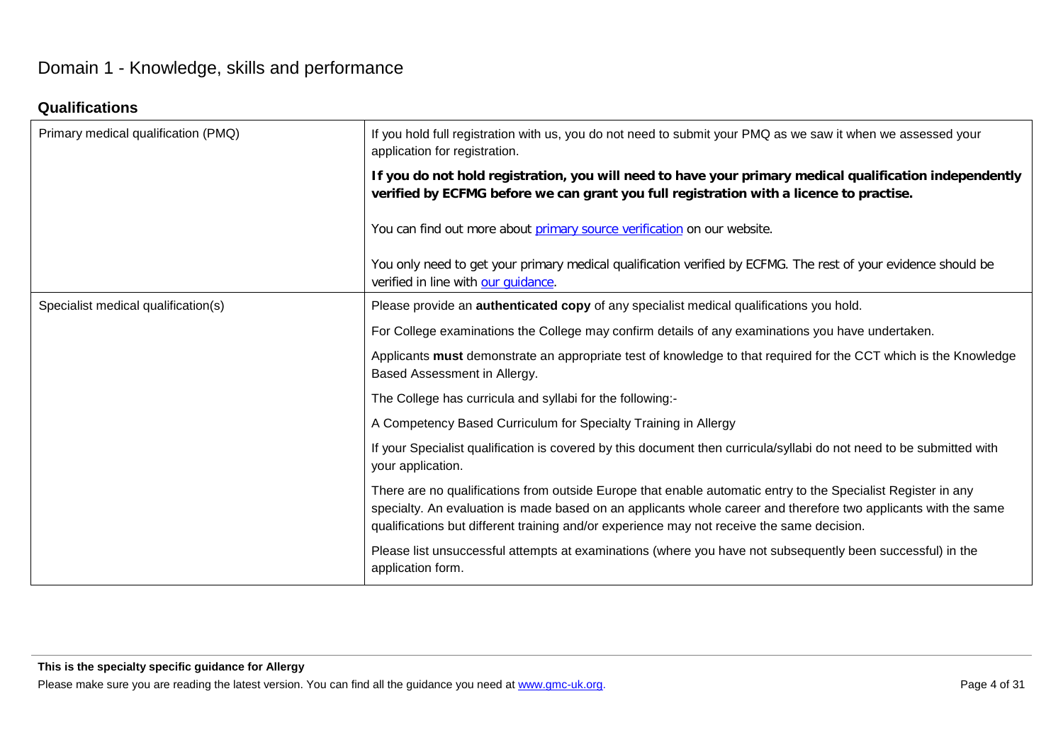# Domain 1 - Knowledge, skills and performance

## Qualifications

| | |
|---|---|
| Primary medical qualification (PMQ) | If you hold full registration with us, you do not need to submit your PMQ as we saw it when we assessed your application for registration.<br><br>**If you do not hold registration, you will need to have your primary medical qualification independently verified by ECFMG before we can grant you full registration with a licence to practise.**<br><br>You can find out more about primary source verification on our website.<br><br>You only need to get your primary medical qualification verified by ECFMG. The rest of your evidence should be verified in line with our guidance. |
| Specialist medical qualification(s) | Please provide an **authenticated copy** of any specialist medical qualifications you hold.<br><br>For College examinations the College may confirm details of any examinations you have undertaken.<br><br>Applicants **must** demonstrate an appropriate test of knowledge to that required for the CCT which is the Knowledge Based Assessment in Allergy.<br><br>The College has curricula and syllabi for the following:-<br><br>A Competency Based Curriculum for Specialty Training in Allergy<br><br>If your Specialist qualification is covered by this document then curricula/syllabi do not need to be submitted with your application.<br><br>There are no qualifications from outside Europe that enable automatic entry to the Specialist Register in any specialty. An evaluation is made based on an applicants whole career and therefore two applicants with the same qualifications but different training and/or experience may not receive the same decision.<br><br>Please list unsuccessful attempts at examinations (where you have not subsequently been successful) in the application form. |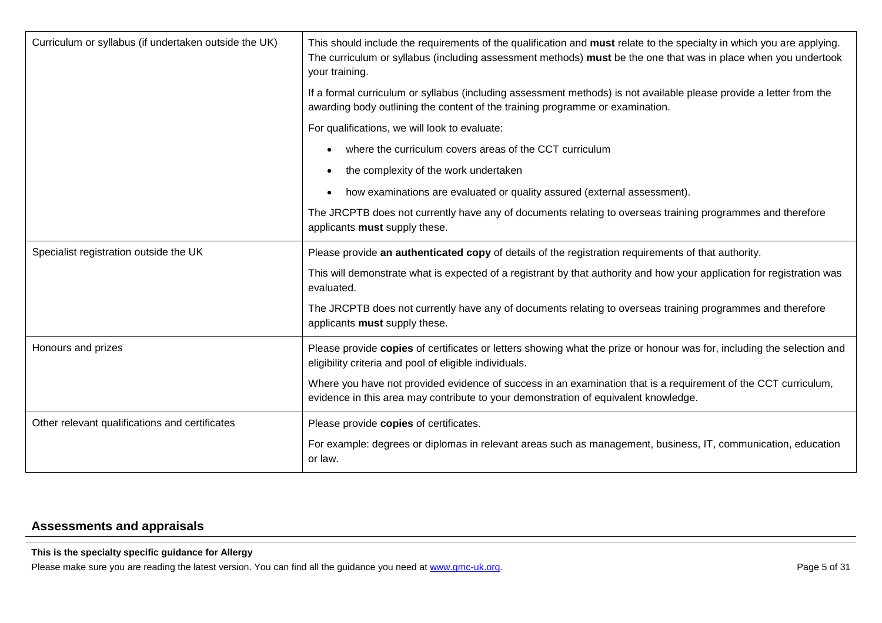| | |
|---|---|
| Curriculum or syllabus (if undertaken outside the UK) | This should include the requirements of the qualification and **must** relate to the specialty in which you are applying. The curriculum or syllabus (including assessment methods) **must** be the one that was in place when you undertook your training.<br><br>If a formal curriculum or syllabus (including assessment methods) is not available please provide a letter from the awarding body outlining the content of the training programme or examination.<br><br>For qualifications, we will look to evaluate:<br><br>• where the curriculum covers areas of the CCT curriculum<br>• the complexity of the work undertaken<br>• how examinations are evaluated or quality assured (external assessment).<br><br>The JRCPTB does not currently have any of documents relating to overseas training programmes and therefore applicants **must** supply these. |
| Specialist registration outside the UK | Please provide **an authenticated copy** of details of the registration requirements of that authority.<br><br>This will demonstrate what is expected of a registrant by that authority and how your application for registration was evaluated.<br><br>The JRCPTB does not currently have any of documents relating to overseas training programmes and therefore applicants **must** supply these. |
| Honours and prizes | Please provide **copies** of certificates or letters showing what the prize or honour was for, including the selection and eligibility criteria and pool of eligible individuals.<br><br>Where you have not provided evidence of success in an examination that is a requirement of the CCT curriculum, evidence in this area may contribute to your demonstration of equivalent knowledge. |
| Other relevant qualifications and certificates | Please provide **copies** of certificates.<br><br>For example: degrees or diplomas in relevant areas such as management, business, IT, communication, education or law. |

## Assessments and appraisals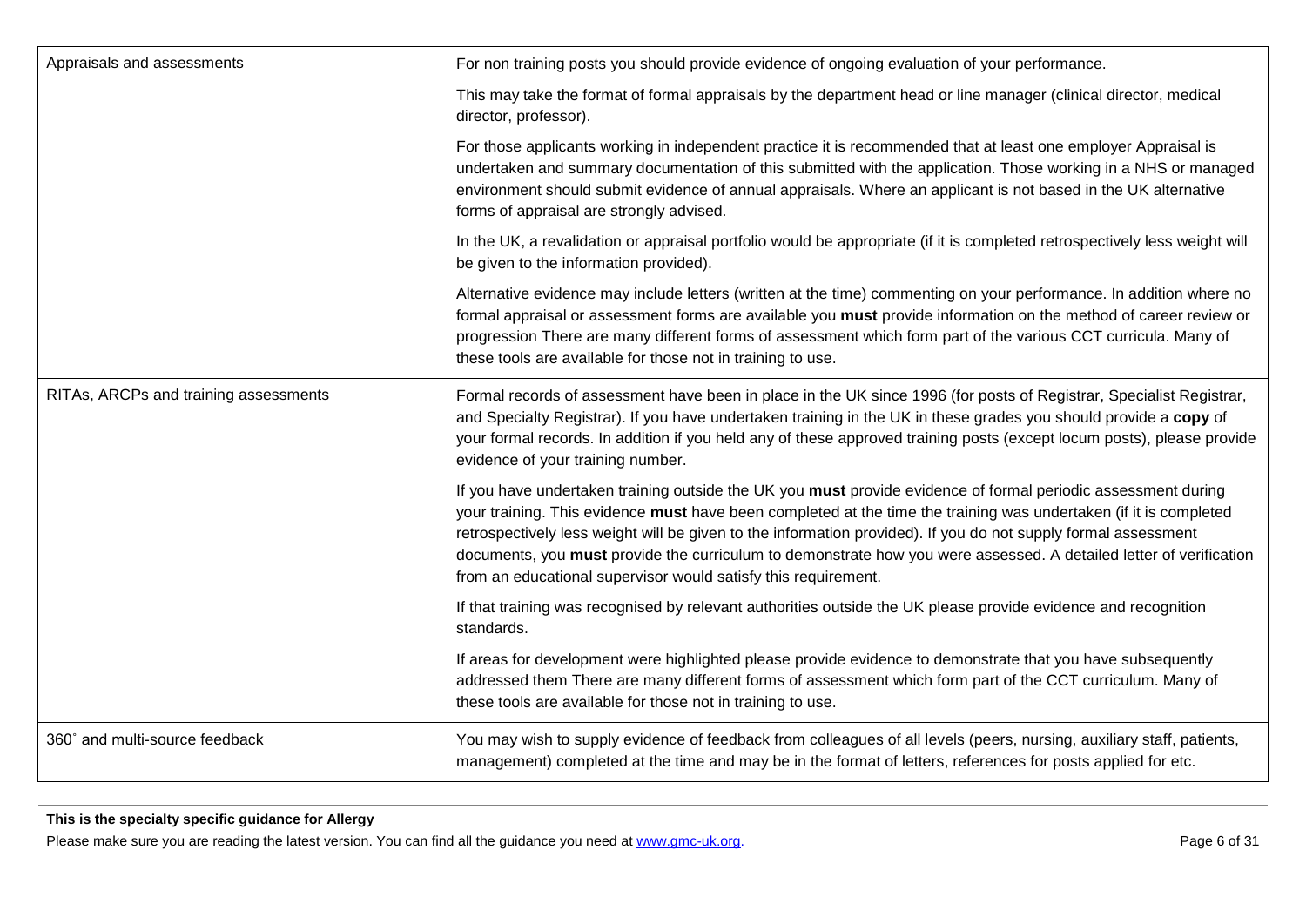| | |
|---|---|
| Appraisals and assessments | For non training posts you should provide evidence of ongoing evaluation of your performance.<br><br>This may take the format of formal appraisals by the department head or line manager (clinical director, medical director, professor).<br><br>For those applicants working in independent practice it is recommended that at least one employer Appraisal is undertaken and summary documentation of this submitted with the application. Those working in a NHS or managed environment should submit evidence of annual appraisals. Where an applicant is not based in the UK alternative forms of appraisal are strongly advised.<br><br>In the UK, a revalidation or appraisal portfolio would be appropriate (if it is completed retrospectively less weight will be given to the information provided).<br><br>Alternative evidence may include letters (written at the time) commenting on your performance. In addition where no formal appraisal or assessment forms are available you **must** provide information on the method of career review or progression There are many different forms of assessment which form part of the various CCT curricula. Many of these tools are available for those not in training to use. |
| RITAs, ARCPs and training assessments | Formal records of assessment have been in place in the UK since 1996 (for posts of Registrar, Specialist Registrar, and Specialty Registrar). If you have undertaken training in the UK in these grades you should provide a **copy** of your formal records. In addition if you held any of these approved training posts (except locum posts), please provide evidence of your training number.<br><br>If you have undertaken training outside the UK you **must** provide evidence of formal periodic assessment during your training. This evidence **must** have been completed at the time the training was undertaken (if it is completed retrospectively less weight will be given to the information provided). If you do not supply formal assessment documents, you **must** provide the curriculum to demonstrate how you were assessed. A detailed letter of verification from an educational supervisor would satisfy this requirement.<br><br>If that training was recognised by relevant authorities outside the UK please provide evidence and recognition standards.<br><br>If areas for development were highlighted please provide evidence to demonstrate that you have subsequently addressed them There are many different forms of assessment which form part of the CCT curriculum. Many of these tools are available for those not in training to use. |
| 360˚ and multi-source feedback | You may wish to supply evidence of feedback from colleagues of all levels (peers, nursing, auxiliary staff, patients, management) completed at the time and may be in the format of letters, references for posts applied for etc. |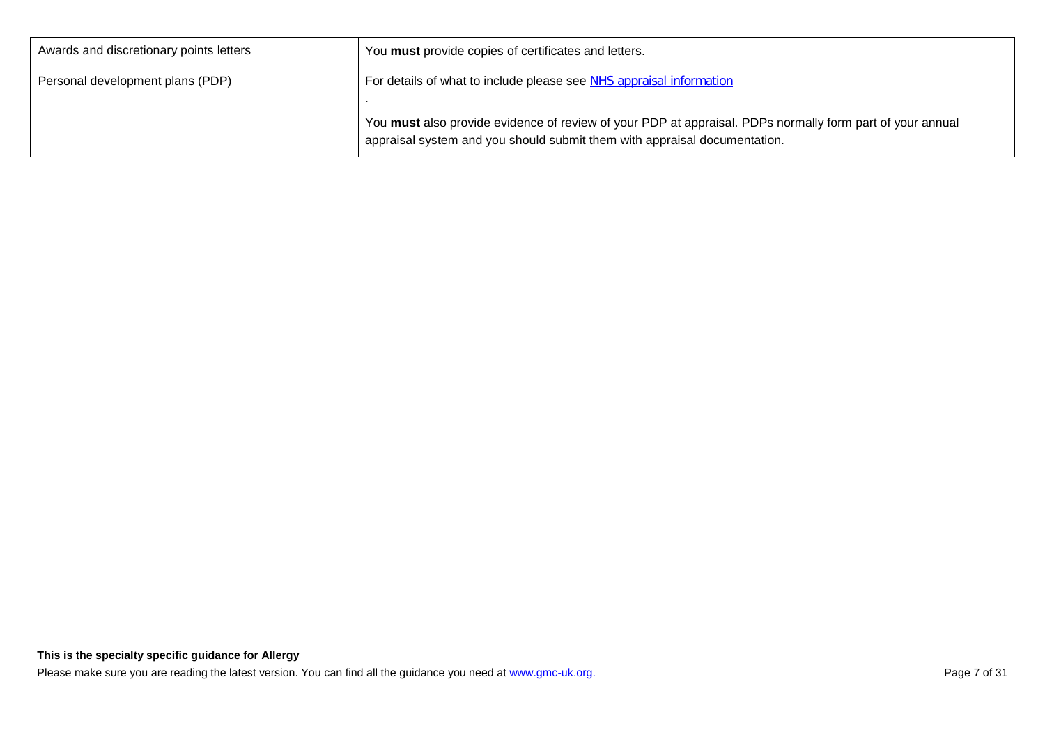| | |
|---|---|
| Awards and discretionary points letters | You **must** provide copies of certificates and letters. |
| Personal development plans (PDP) | For details of what to include please see [NHS appraisal information](NHS appraisal information)<br><br>.<br><br>You **must** also provide evidence of review of your PDP at appraisal. PDPs normally form part of your annual appraisal system and you should submit them with appraisal documentation. |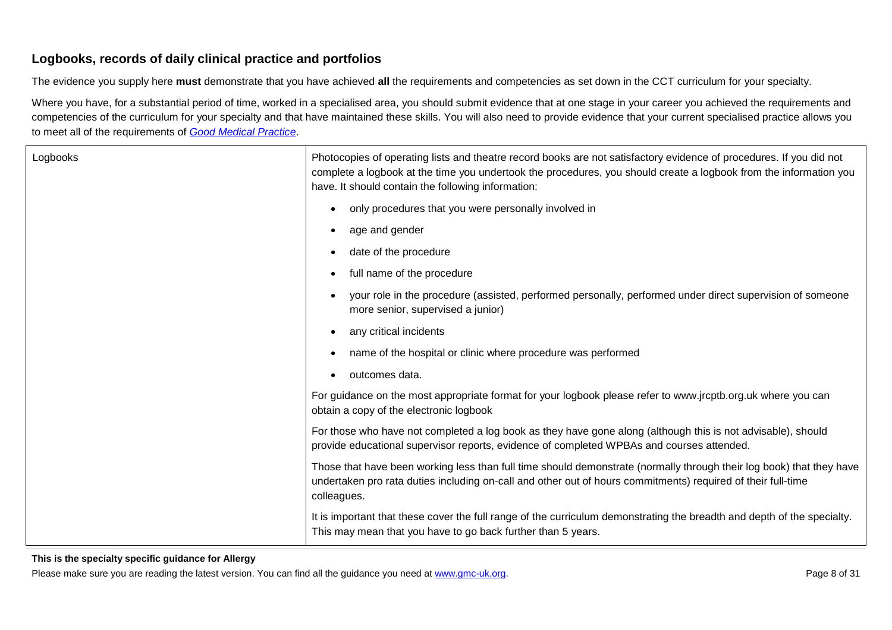## Logbooks, records of daily clinical practice and portfolios

The evidence you supply here **must** demonstrate that you have achieved **all** the requirements and competencies as set down in the CCT curriculum for your specialty.

Where you have, for a substantial period of time, worked in a specialised area, you should submit evidence that at one stage in your career you achieved the requirements and competencies of the curriculum for your specialty and that have maintained these skills. You will also need to provide evidence that your current specialised practice allows you to meet all of the requirements of *Good Medical Practice*.

| | |
|---|---|
| Logbooks | Photocopies of operating lists and theatre record books are not satisfactory evidence of procedures. If you did not complete a logbook at the time you undertook the procedures, you should create a logbook from the information you have. It should contain the following information:<br><br>• only procedures that you were personally involved in<br>• age and gender<br>• date of the procedure<br>• full name of the procedure<br>• your role in the procedure (assisted, performed personally, performed under direct supervision of someone more senior, supervised a junior)<br>• any critical incidents<br>• name of the hospital or clinic where procedure was performed<br>• outcomes data.<br><br>For guidance on the most appropriate format for your logbook please refer to www.jrcptb.org.uk where you can obtain a copy of the electronic logbook<br><br>For those who have not completed a log book as they have gone along (although this is not advisable), should provide educational supervisor reports, evidence of completed WPBAs and courses attended.<br><br>Those that have been working less than full time should demonstrate (normally through their log book) that they have undertaken pro rata duties including on-call and other out of hours commitments) required of their full-time colleagues.<br><br>It is important that these cover the full range of the curriculum demonstrating the breadth and depth of the specialty. This may mean that you have to go back further than 5 years. |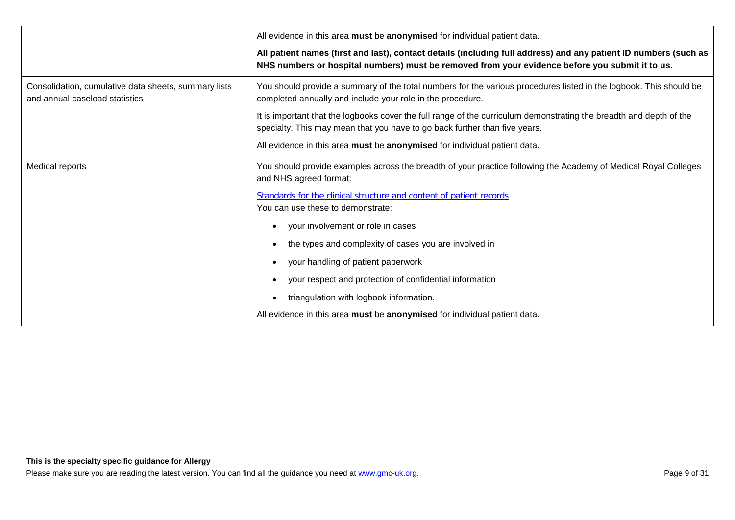| | |
|---|---|
| | All evidence in this area **must** be **anonymised** for individual patient data.<br><br>**All patient names (first and last), contact details (including full address) and any patient ID numbers (such as NHS numbers or hospital numbers) must be removed from your evidence before you submit it to us.** |
| Consolidation, cumulative data sheets, summary lists and annual caseload statistics | You should provide a summary of the total numbers for the various procedures listed in the logbook. This should be completed annually and include your role in the procedure.<br><br>It is important that the logbooks cover the full range of the curriculum demonstrating the breadth and depth of the specialty. This may mean that you have to go back further than five years.<br><br>All evidence in this area **must** be **anonymised** for individual patient data. |
| Medical reports | You should provide examples across the breadth of your practice following the Academy of Medical Royal Colleges and NHS agreed format:<br><br>Standards for the clinical structure and content of patient records<br>You can use these to demonstrate:<br><br>• your involvement or role in cases<br>• the types and complexity of cases you are involved in<br>• your handling of patient paperwork<br>• your respect and protection of confidential information<br>• triangulation with logbook information.<br><br>All evidence in this area **must** be **anonymised** for individual patient data. |

**This is the specialty specific guidance for Allergy**

Please make sure you are reading the latest version. You can find all the guidance you need at www.gmc-uk.org.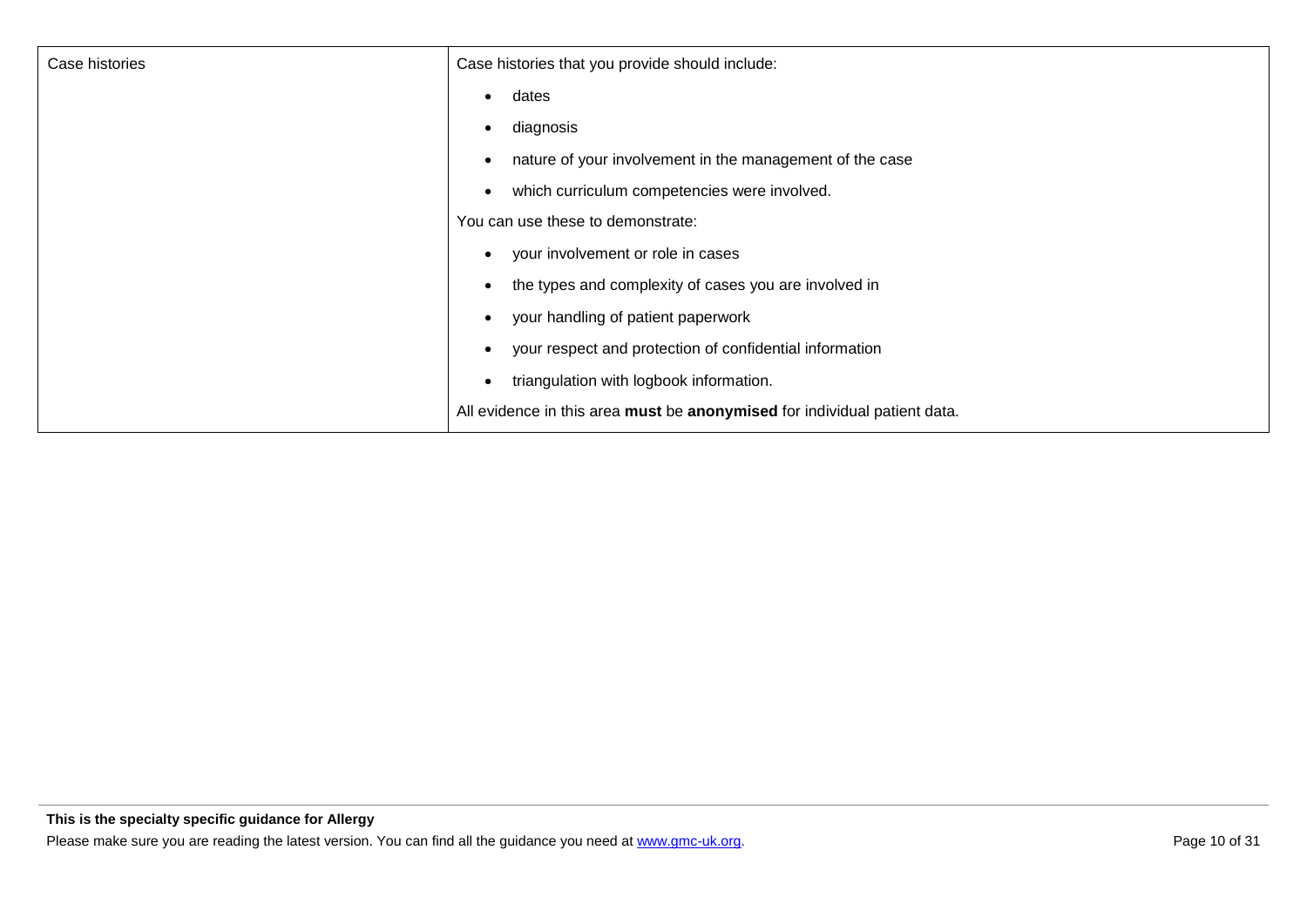| | |
|---|---|
| Case histories | Case histories that you provide should include:<br>• dates<br>• diagnosis<br>• nature of your involvement in the management of the case<br>• which curriculum competencies were involved.<br>You can use these to demonstrate:<br>• your involvement or role in cases<br>• the types and complexity of cases you are involved in<br>• your handling of patient paperwork<br>• your respect and protection of confidential information<br>• triangulation with logbook information.<br>All evidence in this area **must** be **anonymised** for individual patient data. |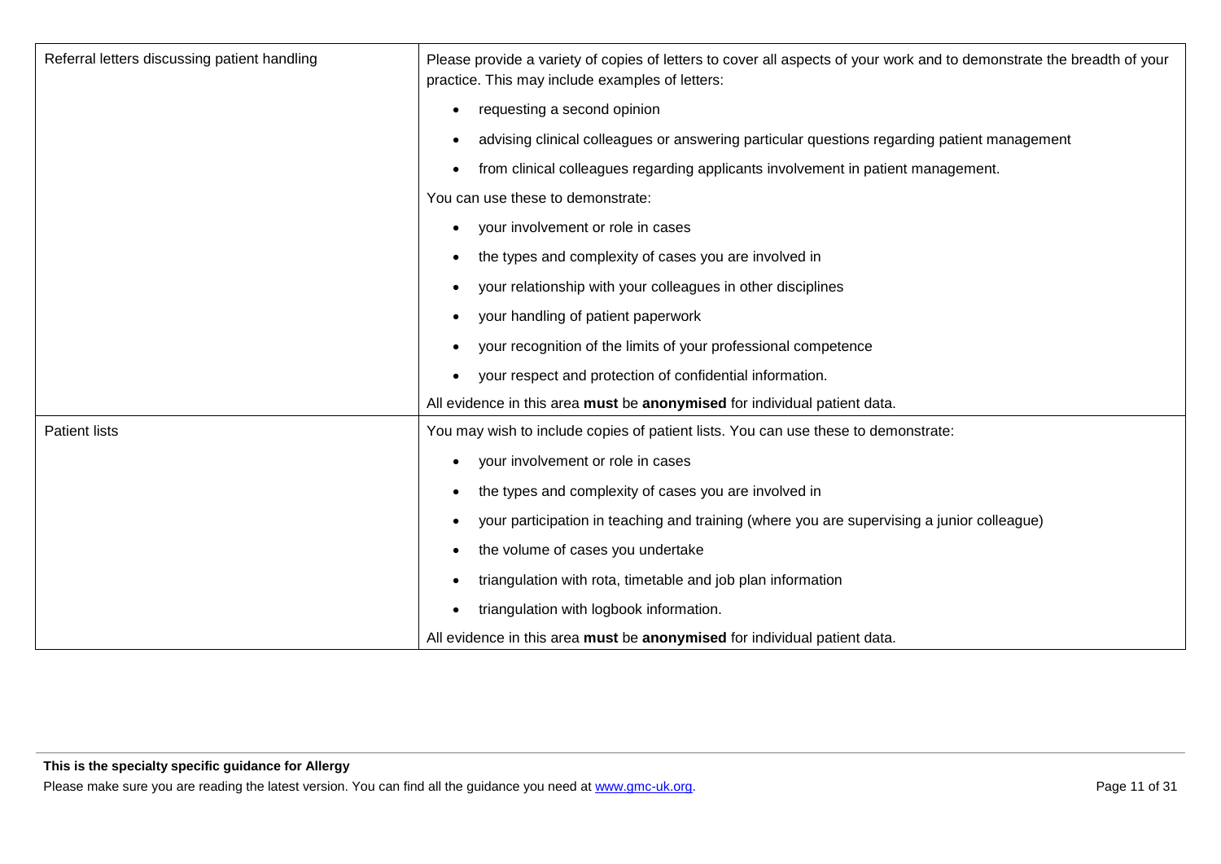| | |
|---|---|
| Referral letters discussing patient handling | Please provide a variety of copies of letters to cover all aspects of your work and to demonstrate the breadth of your practice. This may include examples of letters:<br><br>• requesting a second opinion<br>• advising clinical colleagues or answering particular questions regarding patient management<br>• from clinical colleagues regarding applicants involvement in patient management.<br><br>You can use these to demonstrate:<br><br>• your involvement or role in cases<br>• the types and complexity of cases you are involved in<br>• your relationship with your colleagues in other disciplines<br>• your handling of patient paperwork<br>• your recognition of the limits of your professional competence<br>• your respect and protection of confidential information.<br><br>All evidence in this area **must** be **anonymised** for individual patient data. |
| Patient lists | You may wish to include copies of patient lists. You can use these to demonstrate:<br><br>• your involvement or role in cases<br>• the types and complexity of cases you are involved in<br>• your participation in teaching and training (where you are supervising a junior colleague)<br>• the volume of cases you undertake<br>• triangulation with rota, timetable and job plan information<br>• triangulation with logbook information.<br><br>All evidence in this area **must** be **anonymised** for individual patient data. |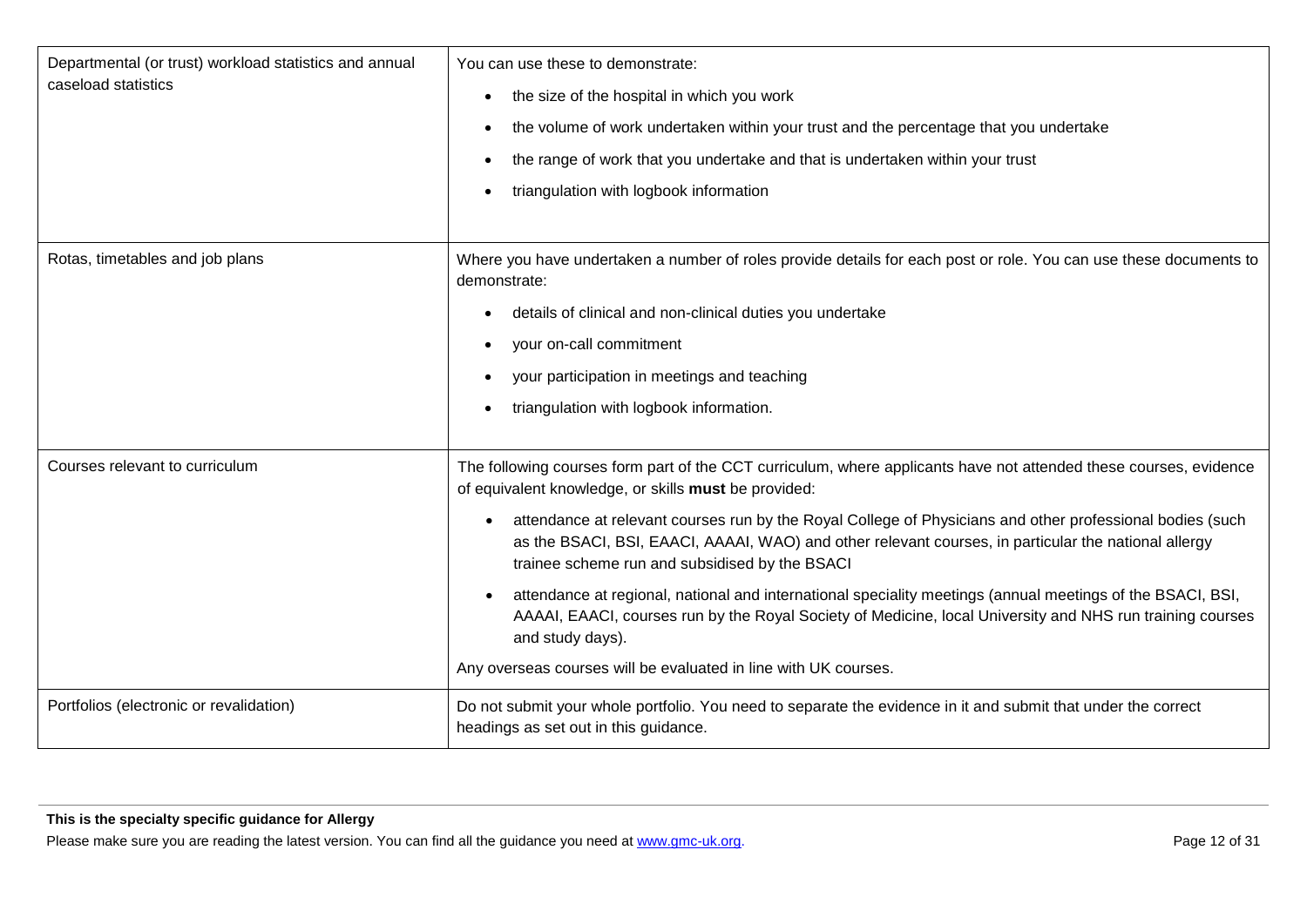| | |
|---|---|
| Departmental (or trust) workload statistics and annual caseload statistics | You can use these to demonstrate:<br>• the size of the hospital in which you work<br>• the volume of work undertaken within your trust and the percentage that you undertake<br>• the range of work that you undertake and that is undertaken within your trust<br>• triangulation with logbook information |
| Rotas, timetables and job plans | Where you have undertaken a number of roles provide details for each post or role. You can use these documents to demonstrate:<br>• details of clinical and non-clinical duties you undertake<br>• your on-call commitment<br>• your participation in meetings and teaching<br>• triangulation with logbook information. |
| Courses relevant to curriculum | The following courses form part of the CCT curriculum, where applicants have not attended these courses, evidence of equivalent knowledge, or skills **must** be provided:<br>• attendance at relevant courses run by the Royal College of Physicians and other professional bodies (such as the BSACI, BSI, EAACI, AAAAI, WAO) and other relevant courses, in particular the national allergy trainee scheme run and subsidised by the BSACI<br>• attendance at regional, national and international speciality meetings (annual meetings of the BSACI, BSI, AAAAI, EAACI, courses run by the Royal Society of Medicine, local University and NHS run training courses and study days).<br>Any overseas courses will be evaluated in line with UK courses. |
| Portfolios (electronic or revalidation) | Do not submit your whole portfolio. You need to separate the evidence in it and submit that under the correct headings as set out in this guidance. |

**This is the specialty specific guidance for Allergy**

Please make sure you are reading the latest version. You can find all the guidance you need at www.gmc-uk.org.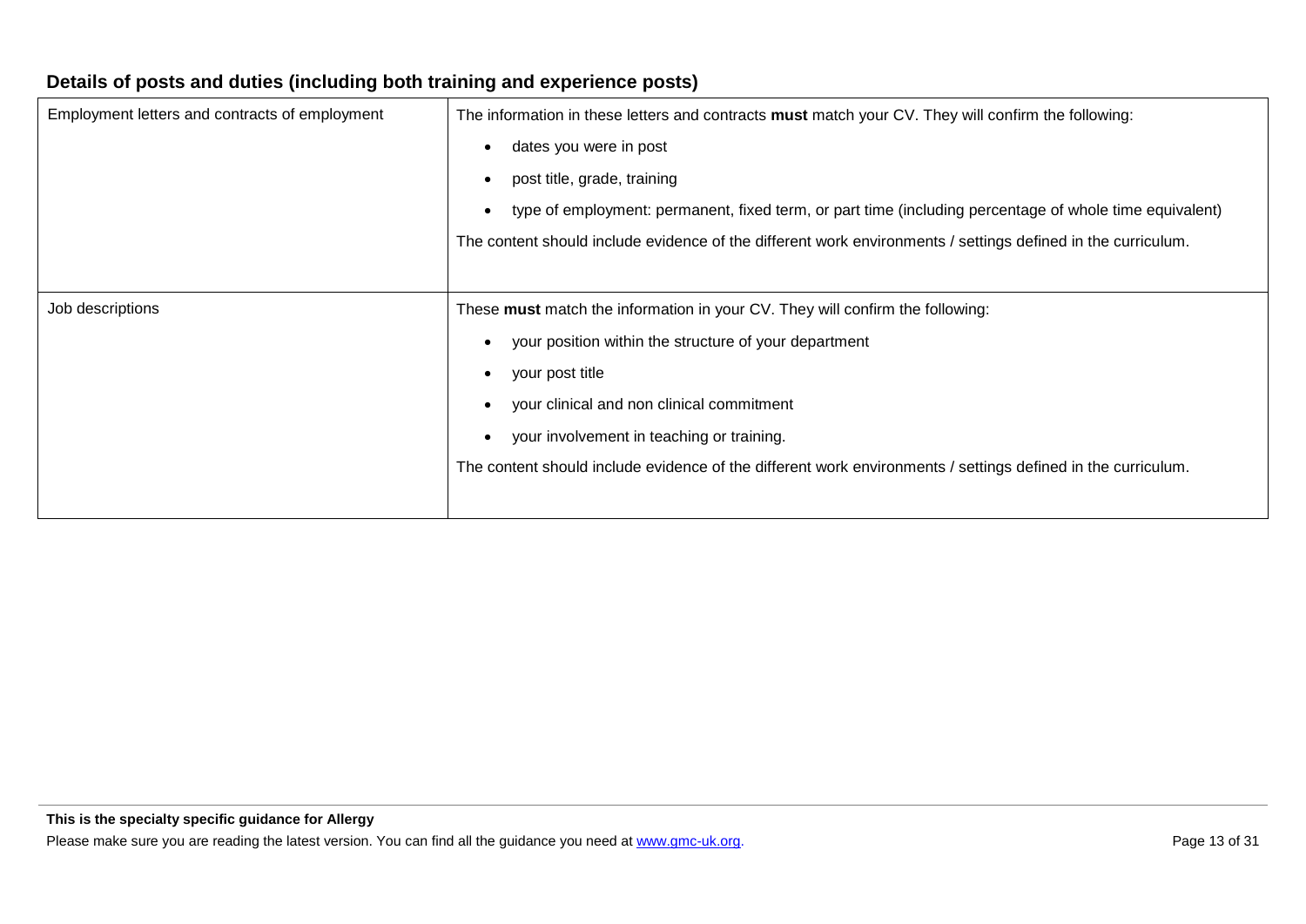### Details of posts and duties (including both training and experience posts)

| | |
|---|---|
| Employment letters and contracts of employment | The information in these letters and contracts **must** match your CV. They will confirm the following: <br>• dates you were in post <br>• post title, grade, training <br>• type of employment: permanent, fixed term, or part time (including percentage of whole time equivalent) <br>The content should include evidence of the different work environments / settings defined in the curriculum. |
| Job descriptions | These **must** match the information in your CV. They will confirm the following: <br>• your position within the structure of your department <br>• your post title <br>• your clinical and non clinical commitment <br>• your involvement in teaching or training. <br>The content should include evidence of the different work environments / settings defined in the curriculum. |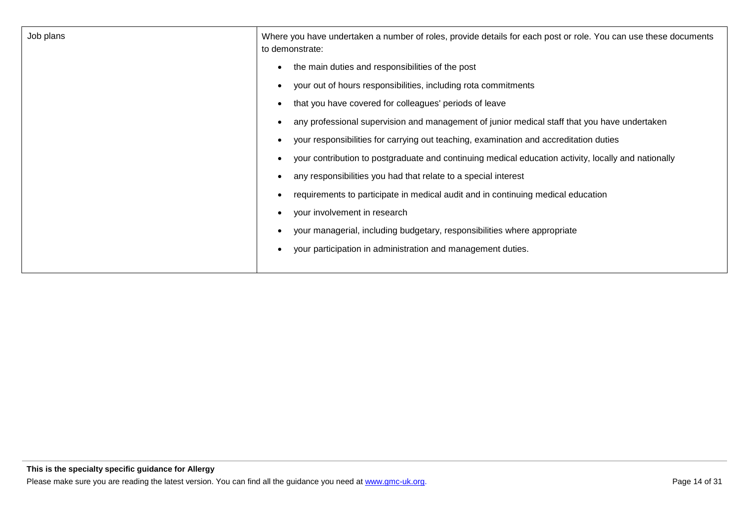| | |
|---|---|
| Job plans | Where you have undertaken a number of roles, provide details for each post or role. You can use these documents to demonstrate:<br>• the main duties and responsibilities of the post<br>• your out of hours responsibilities, including rota commitments<br>• that you have covered for colleagues' periods of leave<br>• any professional supervision and management of junior medical staff that you have undertaken<br>• your responsibilities for carrying out teaching, examination and accreditation duties<br>• your contribution to postgraduate and continuing medical education activity, locally and nationally<br>• any responsibilities you had that relate to a special interest<br>• requirements to participate in medical audit and in continuing medical education<br>• your involvement in research<br>• your managerial, including budgetary, responsibilities where appropriate<br>• your participation in administration and management duties. |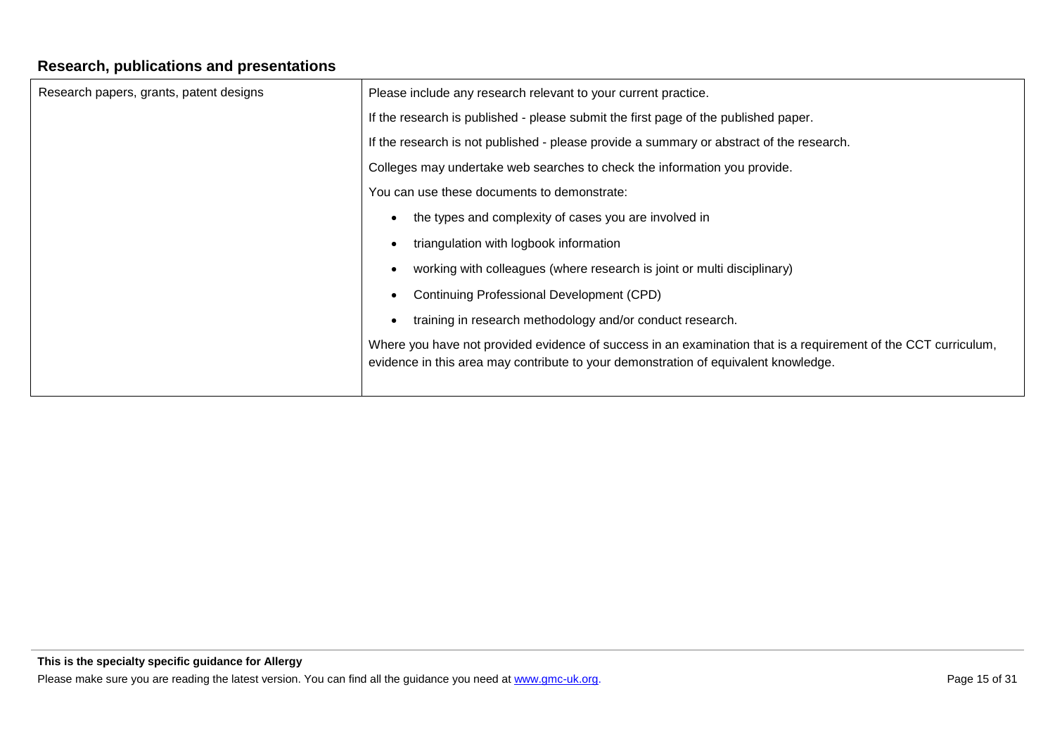## Research, publications and presentations

| | |
|---|---|
| Research papers, grants, patent designs | Please include any research relevant to your current practice.<br><br>If the research is published - please submit the first page of the published paper.<br><br>If the research is not published - please provide a summary or abstract of the research.<br><br>Colleges may undertake web searches to check the information you provide.<br><br>You can use these documents to demonstrate:<br><br>• the types and complexity of cases you are involved in<br>• triangulation with logbook information<br>• working with colleagues (where research is joint or multi disciplinary)<br>• Continuing Professional Development (CPD)<br>• training in research methodology and/or conduct research.<br><br>Where you have not provided evidence of success in an examination that is a requirement of the CCT curriculum, evidence in this area may contribute to your demonstration of equivalent knowledge. |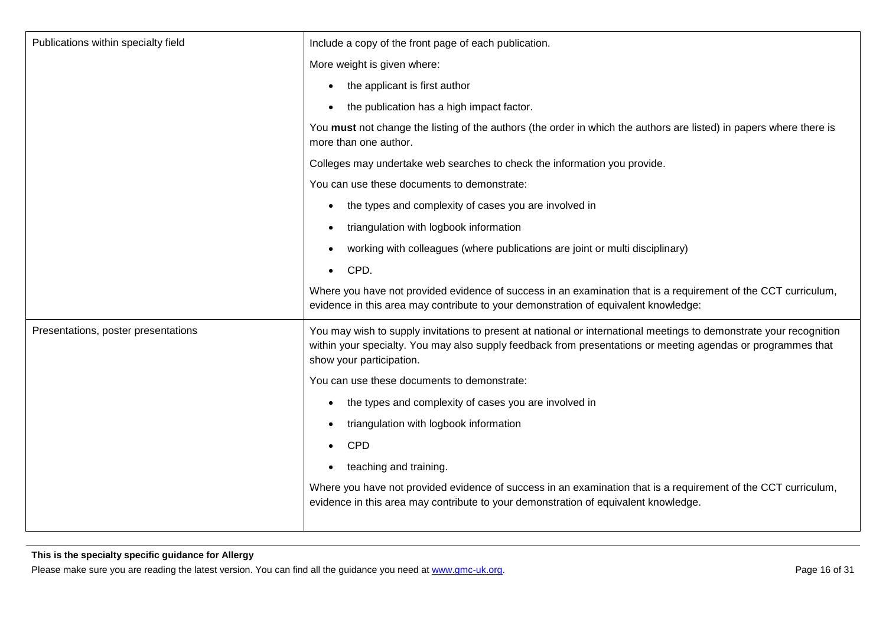| | |
|---|---|
| Publications within specialty field | Include a copy of the front page of each publication.<br><br>More weight is given where:<br><br>• the applicant is first author<br>• the publication has a high impact factor.<br><br>You **must** not change the listing of the authors (the order in which the authors are listed) in papers where there is more than one author.<br><br>Colleges may undertake web searches to check the information you provide.<br><br>You can use these documents to demonstrate:<br><br>• the types and complexity of cases you are involved in<br>• triangulation with logbook information<br>• working with colleagues (where publications are joint or multi disciplinary)<br>• CPD.<br><br>Where you have not provided evidence of success in an examination that is a requirement of the CCT curriculum, evidence in this area may contribute to your demonstration of equivalent knowledge: |
| Presentations, poster presentations | You may wish to supply invitations to present at national or international meetings to demonstrate your recognition within your specialty. You may also supply feedback from presentations or meeting agendas or programmes that show your participation.<br><br>You can use these documents to demonstrate:<br><br>• the types and complexity of cases you are involved in<br>• triangulation with logbook information<br>• CPD<br>• teaching and training.<br><br>Where you have not provided evidence of success in an examination that is a requirement of the CCT curriculum, evidence in this area may contribute to your demonstration of equivalent knowledge. |

**This is the specialty specific guidance for Allergy**

Please make sure you are reading the latest version. You can find all the guidance you need at www.gmc-uk.org.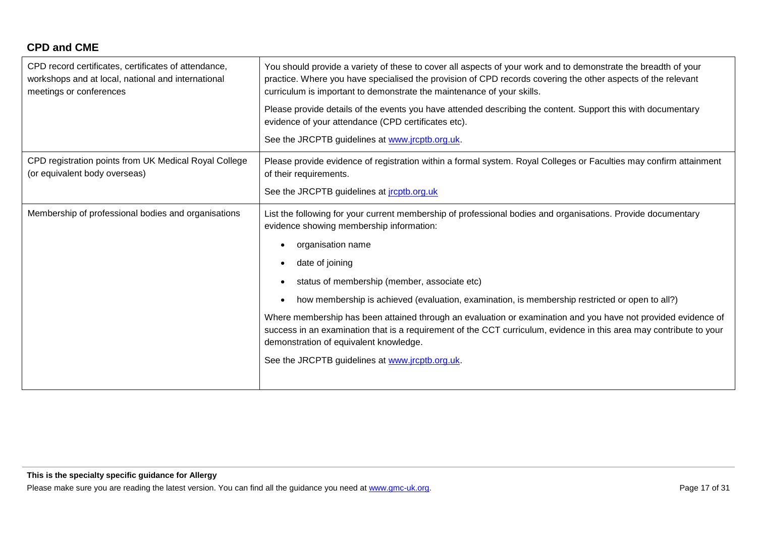## CPD and CME

| | |
|---|---|
| CPD record certificates, certificates of attendance, workshops and at local, national and international meetings or conferences | You should provide a variety of these to cover all aspects of your work and to demonstrate the breadth of your practice. Where you have specialised the provision of CPD records covering the other aspects of the relevant curriculum is important to demonstrate the maintenance of your skills.<br><br>Please provide details of the events you have attended describing the content. Support this with documentary evidence of your attendance (CPD certificates etc).<br><br>See the JRCPTB guidelines at [www.jrcptb.org.uk](http://www.jrcptb.org.uk). |
| CPD registration points from UK Medical Royal College (or equivalent body overseas) | Please provide evidence of registration within a formal system. Royal Colleges or Faculties may confirm attainment of their requirements.<br><br>See the JRCPTB guidelines at [jrcptb.org.uk](http://jrcptb.org.uk) |
| Membership of professional bodies and organisations | List the following for your current membership of professional bodies and organisations. Provide documentary evidence showing membership information:<br><br>• organisation name<br>• date of joining<br>• status of membership (member, associate etc)<br>• how membership is achieved (evaluation, examination, is membership restricted or open to all?)<br><br>Where membership has been attained through an evaluation or examination and you have not provided evidence of success in an examination that is a requirement of the CCT curriculum, evidence in this area may contribute to your demonstration of equivalent knowledge.<br><br>See the JRCPTB guidelines at [www.jrcptb.org.uk](http://www.jrcptb.org.uk). |

**This is the specialty specific guidance for Allergy**

Please make sure you are reading the latest version. You can find all the guidance you need at [www.gmc-uk.org](http://www.gmc-uk.org).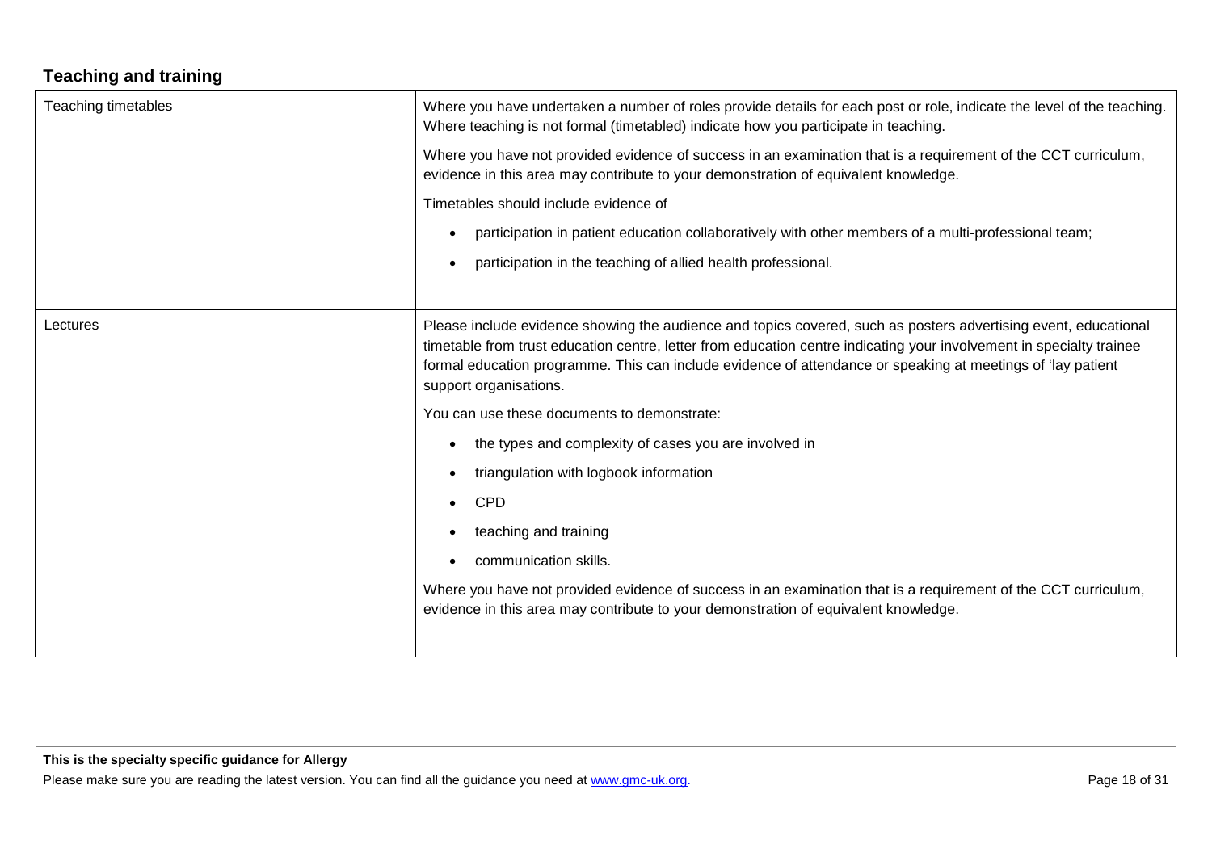## Teaching and training

| | |
|---|---|
| Teaching timetables | Where you have undertaken a number of roles provide details for each post or role, indicate the level of the teaching. Where teaching is not formal (timetabled) indicate how you participate in teaching.<br><br>Where you have not provided evidence of success in an examination that is a requirement of the CCT curriculum, evidence in this area may contribute to your demonstration of equivalent knowledge.<br><br>Timetables should include evidence of<br><br>• participation in patient education collaboratively with other members of a multi-professional team;<br>• participation in the teaching of allied health professional. |
| Lectures | Please include evidence showing the audience and topics covered, such as posters advertising event, educational timetable from trust education centre, letter from education centre indicating your involvement in specialty trainee formal education programme. This can include evidence of attendance or speaking at meetings of 'lay patient support organisations.<br><br>You can use these documents to demonstrate:<br><br>• the types and complexity of cases you are involved in<br>• triangulation with logbook information<br>• CPD<br>• teaching and training<br>• communication skills.<br><br>Where you have not provided evidence of success in an examination that is a requirement of the CCT curriculum, evidence in this area may contribute to your demonstration of equivalent knowledge. |

**This is the specialty specific guidance for Allergy**

Please make sure you are reading the latest version. You can find all the guidance you need at [www.gmc-uk.org](http://www.gmc-uk.org).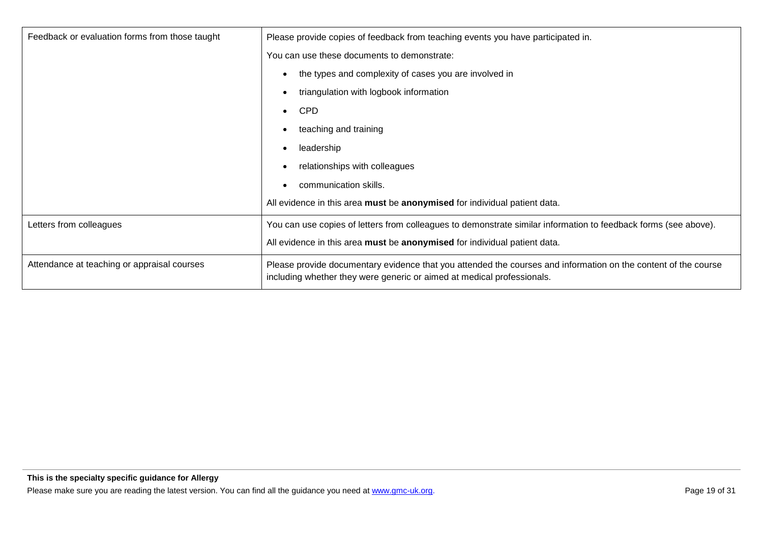| | |
|---|---|
| Feedback or evaluation forms from those taught | Please provide copies of feedback from teaching events you have participated in.<br><br>You can use these documents to demonstrate:<br><br>• the types and complexity of cases you are involved in<br>• triangulation with logbook information<br>• CPD<br>• teaching and training<br>• leadership<br>• relationships with colleagues<br>• communication skills.<br><br>All evidence in this area **must** be **anonymised** for individual patient data. |
| Letters from colleagues | You can use copies of letters from colleagues to demonstrate similar information to feedback forms (see above).<br><br>All evidence in this area **must** be **anonymised** for individual patient data. |
| Attendance at teaching or appraisal courses | Please provide documentary evidence that you attended the courses and information on the content of the course including whether they were generic or aimed at medical professionals. |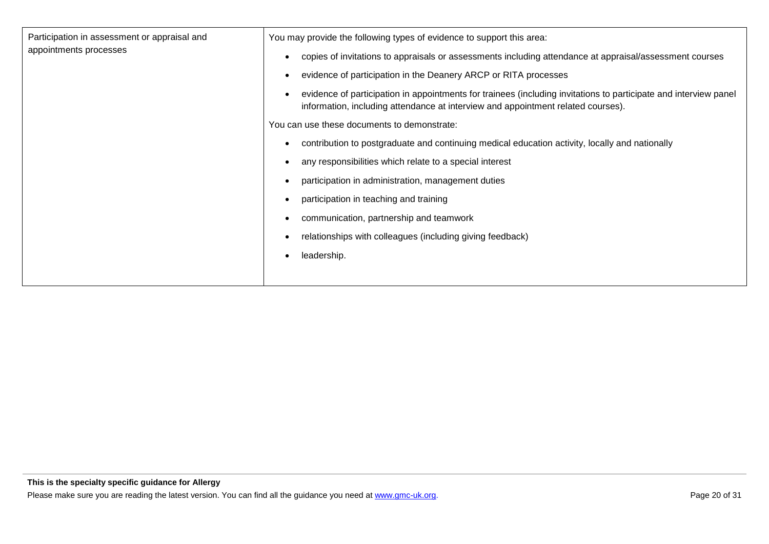| | |
|---|---|
| Participation in assessment or appraisal and appointments processes | You may provide the following types of evidence to support this area:<br><br>• copies of invitations to appraisals or assessments including attendance at appraisal/assessment courses<br>• evidence of participation in the Deanery ARCP or RITA processes<br>• evidence of participation in appointments for trainees (including invitations to participate and interview panel information, including attendance at interview and appointment related courses).<br><br>You can use these documents to demonstrate:<br><br>• contribution to postgraduate and continuing medical education activity, locally and nationally<br>• any responsibilities which relate to a special interest<br>• participation in administration, management duties<br>• participation in teaching and training<br>• communication, partnership and teamwork<br>• relationships with colleagues (including giving feedback)<br>• leadership. |

**This is the specialty specific guidance for Allergy**

Please make sure you are reading the latest version. You can find all the guidance you need at [www.gmc-uk.org](http://www.gmc-uk.org).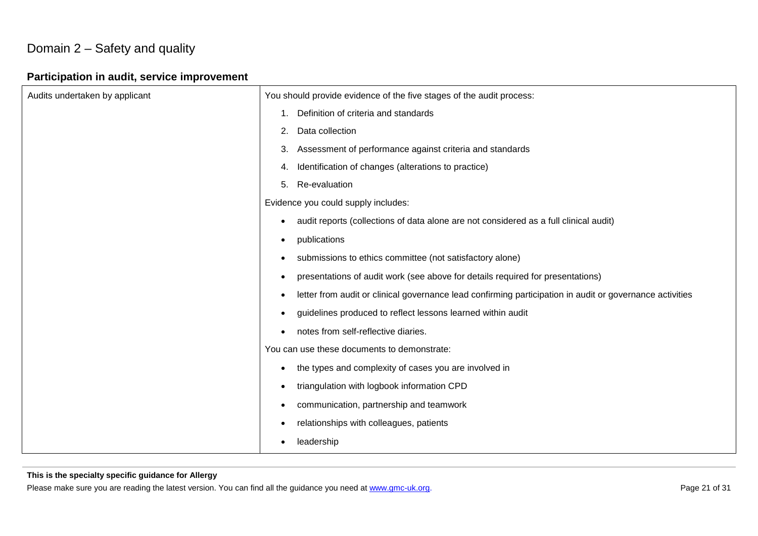# Domain 2 – Safety and quality

## Participation in audit, service improvement

| | |
|---|---|
| Audits undertaken by applicant | You should provide evidence of the five stages of the audit process:<br>1. Definition of criteria and standards<br>2. Data collection<br>3. Assessment of performance against criteria and standards<br>4. Identification of changes (alterations to practice)<br>5. Re-evaluation<br><br>Evidence you could supply includes:<br>• audit reports (collections of data alone are not considered as a full clinical audit)<br>• publications<br>• submissions to ethics committee (not satisfactory alone)<br>• presentations of audit work (see above for details required for presentations)<br>• letter from audit or clinical governance lead confirming participation in audit or governance activities<br>• guidelines produced to reflect lessons learned within audit<br>• notes from self-reflective diaries.<br><br>You can use these documents to demonstrate:<br>• the types and complexity of cases you are involved in<br>• triangulation with logbook information CPD<br>• communication, partnership and teamwork<br>• relationships with colleagues, patients<br>• leadership |

**This is the specialty specific guidance for Allergy**

Please make sure you are reading the latest version. You can find all the guidance you need at www.gmc-uk.org.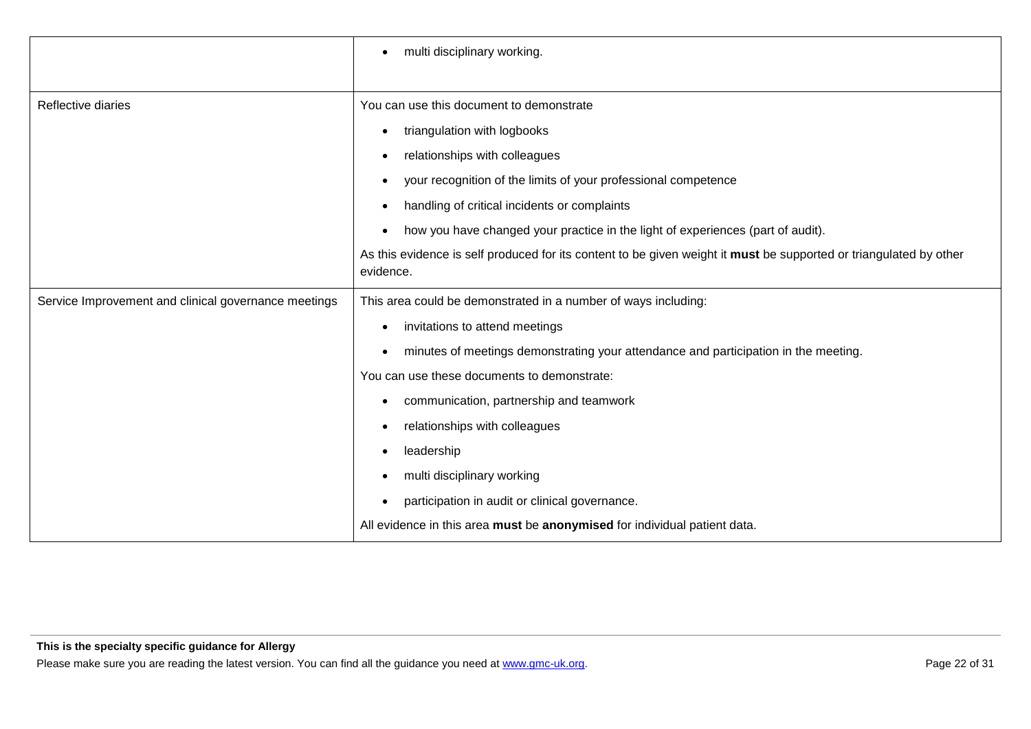| | |
|---|---|
| | • multi disciplinary working. |
| Reflective diaries | You can use this document to demonstrate<br>• triangulation with logbooks<br>• relationships with colleagues<br>• your recognition of the limits of your professional competence<br>• handling of critical incidents or complaints<br>• how you have changed your practice in the light of experiences (part of audit).<br>As this evidence is self produced for its content to be given weight it **must** be supported or triangulated by other evidence. |
| Service Improvement and clinical governance meetings | This area could be demonstrated in a number of ways including:<br>• invitations to attend meetings<br>• minutes of meetings demonstrating your attendance and participation in the meeting.<br>You can use these documents to demonstrate:<br>• communication, partnership and teamwork<br>• relationships with colleagues<br>• leadership<br>• multi disciplinary working<br>• participation in audit or clinical governance.<br>All evidence in this area **must** be **anonymised** for individual patient data. |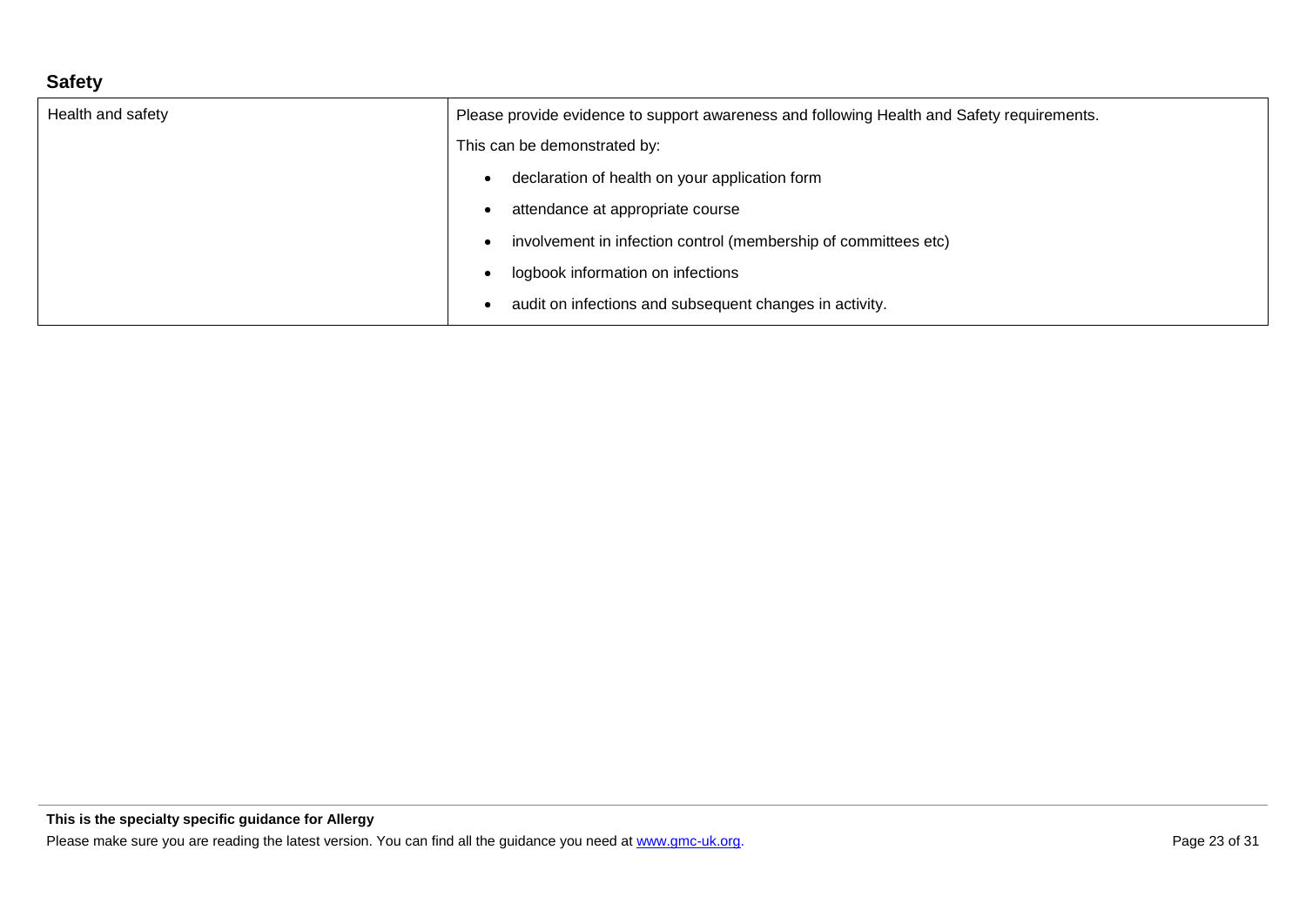## Safety

| | |
|---|---|
| Health and safety | Please provide evidence to support awareness and following Health and Safety requirements.<br><br>This can be demonstrated by:<br><br>• declaration of health on your application form<br>• attendance at appropriate course<br>• involvement in infection control (membership of committees etc)<br>• logbook information on infections<br>• audit on infections and subsequent changes in activity. |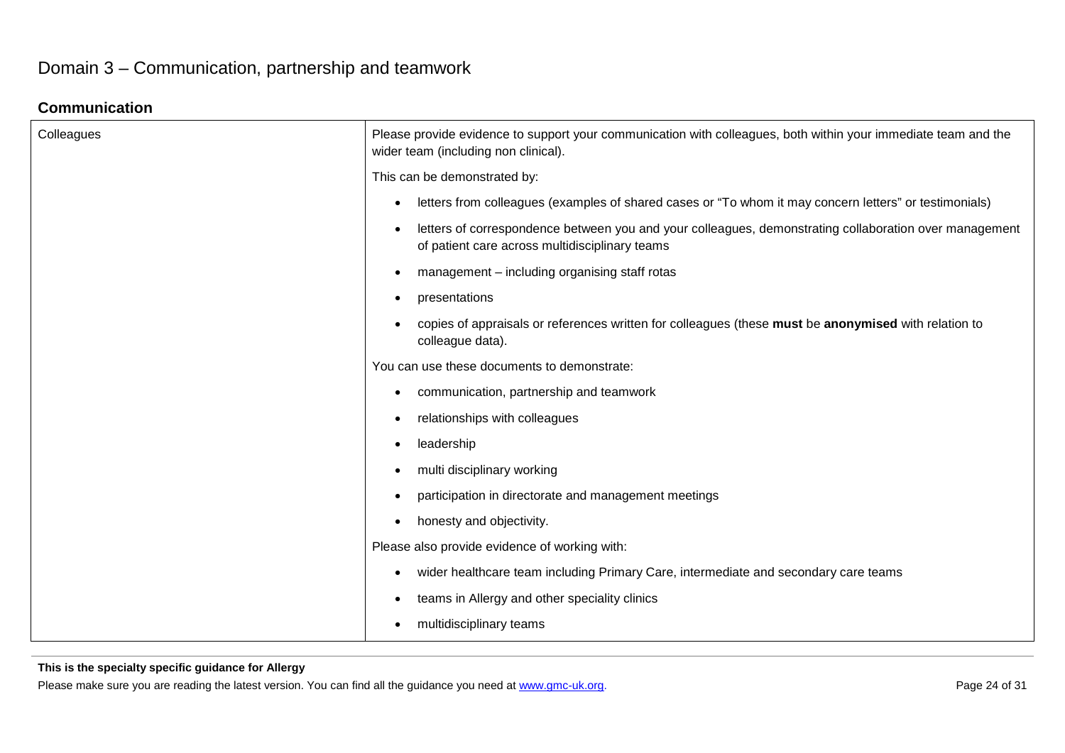# Domain 3 – Communication, partnership and teamwork

## Communication

| | |
|---|---|
| Colleagues | Please provide evidence to support your communication with colleagues, both within your immediate team and the wider team (including non clinical).<br><br>This can be demonstrated by:<br><br>• letters from colleagues (examples of shared cases or "To whom it may concern letters" or testimonials)<br>• letters of correspondence between you and your colleagues, demonstrating collaboration over management of patient care across multidisciplinary teams<br>• management – including organising staff rotas<br>• presentations<br>• copies of appraisals or references written for colleagues (these **must** be **anonymised** with relation to colleague data).<br><br>You can use these documents to demonstrate:<br><br>• communication, partnership and teamwork<br>• relationships with colleagues<br>• leadership<br>• multi disciplinary working<br>• participation in directorate and management meetings<br>• honesty and objectivity.<br><br>Please also provide evidence of working with:<br><br>• wider healthcare team including Primary Care, intermediate and secondary care teams<br>• teams in Allergy and other speciality clinics<br>• multidisciplinary teams |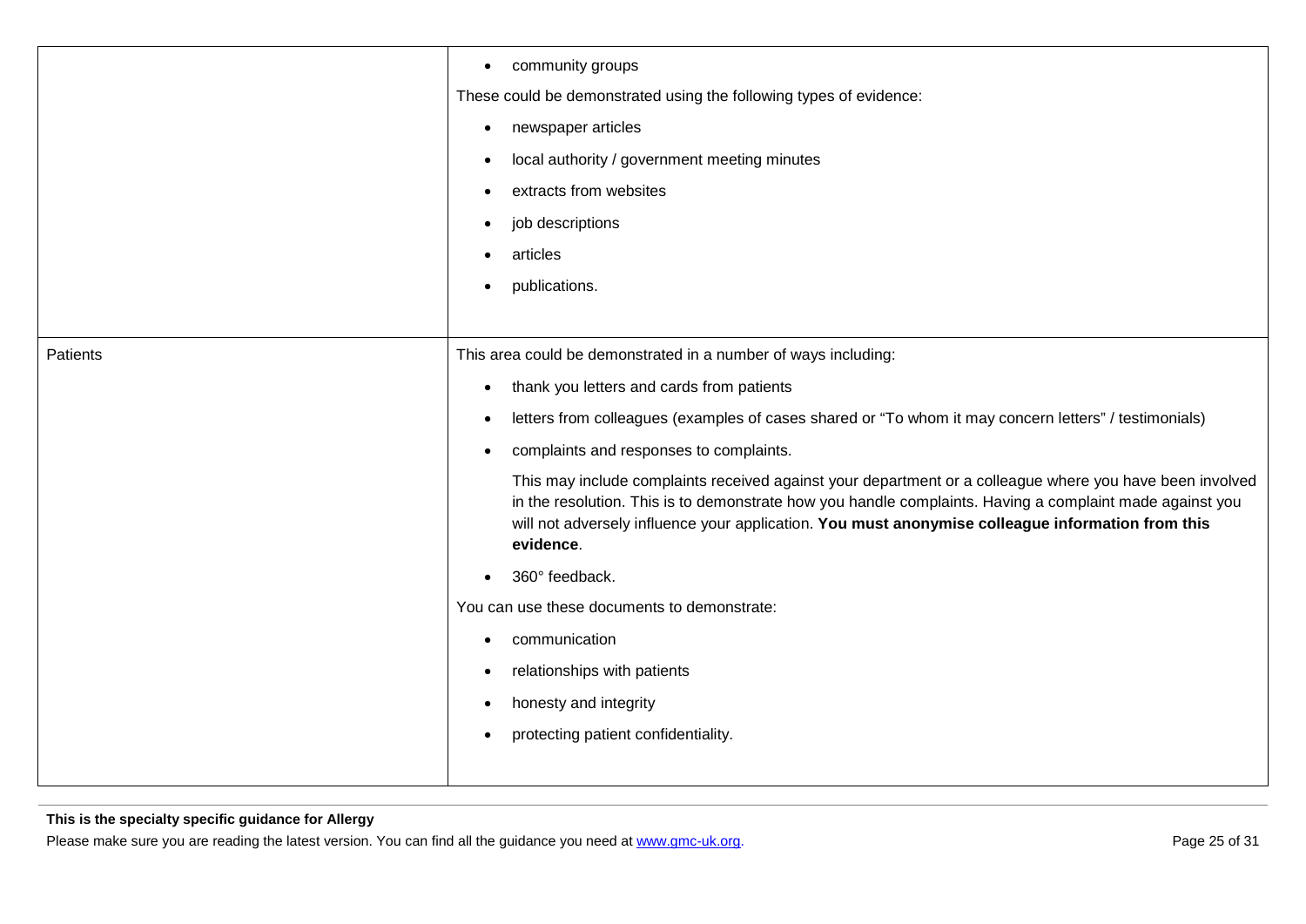| | |
|---|---|
| | • community groups<br><br>These could be demonstrated using the following types of evidence:<br><br>• newspaper articles<br>• local authority / government meeting minutes<br>• extracts from websites<br>• job descriptions<br>• articles<br>• publications. |
| Patients | This area could be demonstrated in a number of ways including:<br><br>• thank you letters and cards from patients<br>• letters from colleagues (examples of cases shared or "To whom it may concern letters" / testimonials)<br>• complaints and responses to complaints.<br><br>This may include complaints received against your department or a colleague where you have been involved in the resolution. This is to demonstrate how you handle complaints. Having a complaint made against you will not adversely influence your application. **You must anonymise colleague information from this evidence**.<br><br>• 360° feedback.<br><br>You can use these documents to demonstrate:<br><br>• communication<br>• relationships with patients<br>• honesty and integrity<br>• protecting patient confidentiality. |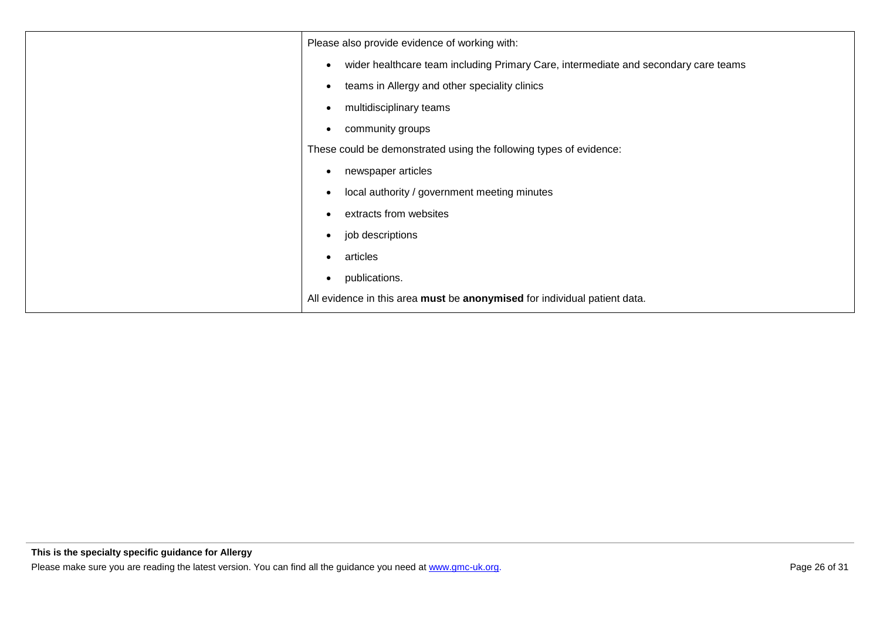| | |
|---|---|
| | Please also provide evidence of working with:<br><br>• wider healthcare team including Primary Care, intermediate and secondary care teams<br>• teams in Allergy and other speciality clinics<br>• multidisciplinary teams<br>• community groups<br><br>These could be demonstrated using the following types of evidence:<br><br>• newspaper articles<br>• local authority / government meeting minutes<br>• extracts from websites<br>• job descriptions<br>• articles<br>• publications.<br><br>All evidence in this area **must** be **anonymised** for individual patient data. |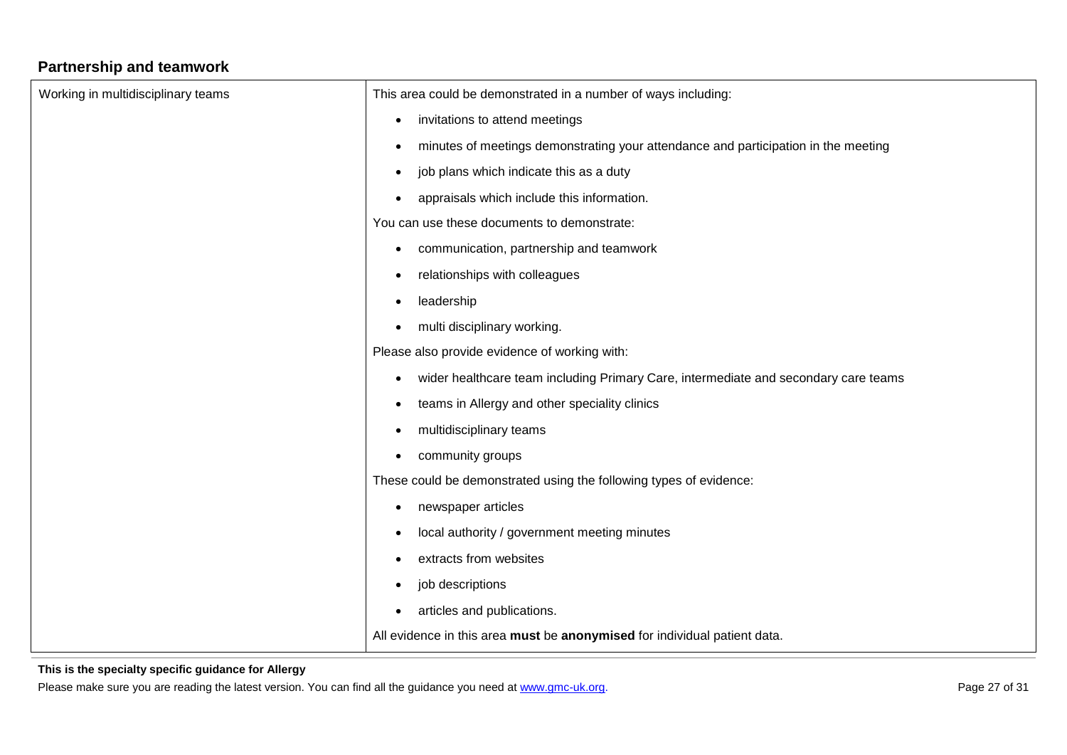## Partnership and teamwork

| | |
|---|---|
| Working in multidisciplinary teams | This area could be demonstrated in a number of ways including:<br>• invitations to attend meetings<br>• minutes of meetings demonstrating your attendance and participation in the meeting<br>• job plans which indicate this as a duty<br>• appraisals which include this information.<br>You can use these documents to demonstrate:<br>• communication, partnership and teamwork<br>• relationships with colleagues<br>• leadership<br>• multi disciplinary working.<br>Please also provide evidence of working with:<br>• wider healthcare team including Primary Care, intermediate and secondary care teams<br>• teams in Allergy and other speciality clinics<br>• multidisciplinary teams<br>• community groups<br>These could be demonstrated using the following types of evidence:<br>• newspaper articles<br>• local authority / government meeting minutes<br>• extracts from websites<br>• job descriptions<br>• articles and publications.<br>All evidence in this area **must** be **anonymised** for individual patient data. |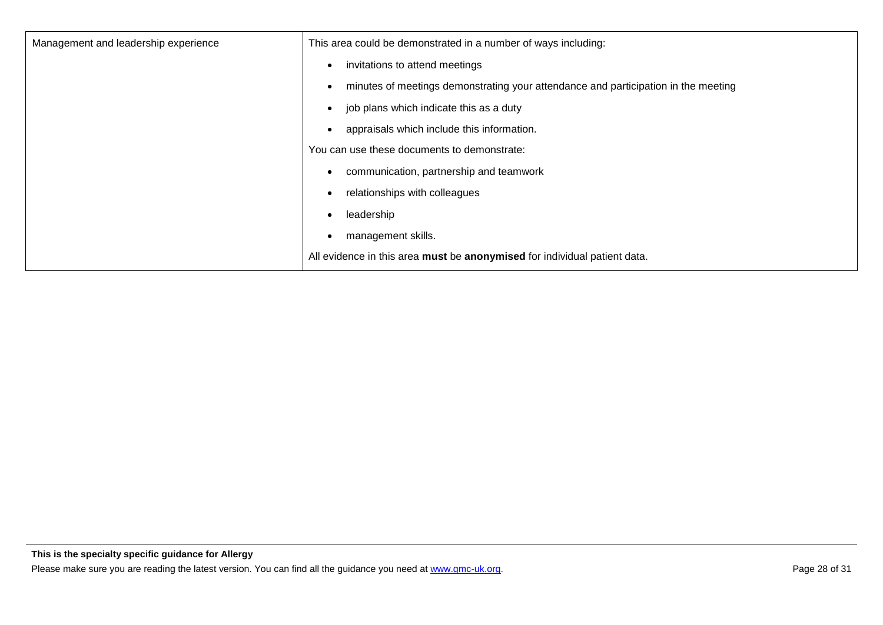| Management and leadership experience | This area could be demonstrated in a number of ways including:<br>• invitations to attend meetings<br>• minutes of meetings demonstrating your attendance and participation in the meeting<br>• job plans which indicate this as a duty<br>• appraisals which include this information.<br>You can use these documents to demonstrate:<br>• communication, partnership and teamwork<br>• relationships with colleagues<br>• leadership<br>• management skills.<br>All evidence in this area **must** be **anonymised** for individual patient data. |
|---|---|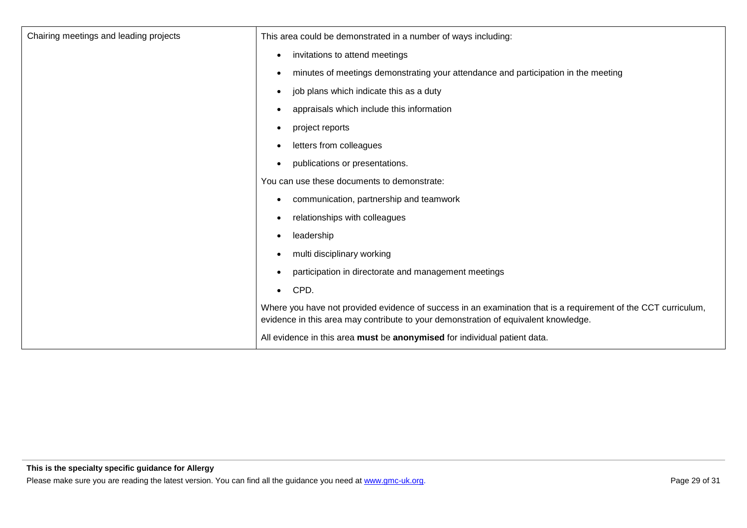| | |
|---|---|
| Chairing meetings and leading projects | This area could be demonstrated in a number of ways including:<br><ul><li>invitations to attend meetings</li><li>minutes of meetings demonstrating your attendance and participation in the meeting</li><li>job plans which indicate this as a duty</li><li>appraisals which include this information</li><li>project reports</li><li>letters from colleagues</li><li>publications or presentations.</li></ul>You can use these documents to demonstrate:<br><ul><li>communication, partnership and teamwork</li><li>relationships with colleagues</li><li>leadership</li><li>multi disciplinary working</li><li>participation in directorate and management meetings</li><li>CPD.</li></ul>Where you have not provided evidence of success in an examination that is a requirement of the CCT curriculum, evidence in this area may contribute to your demonstration of equivalent knowledge.<br><br>All evidence in this area **must** be **anonymised** for individual patient data. |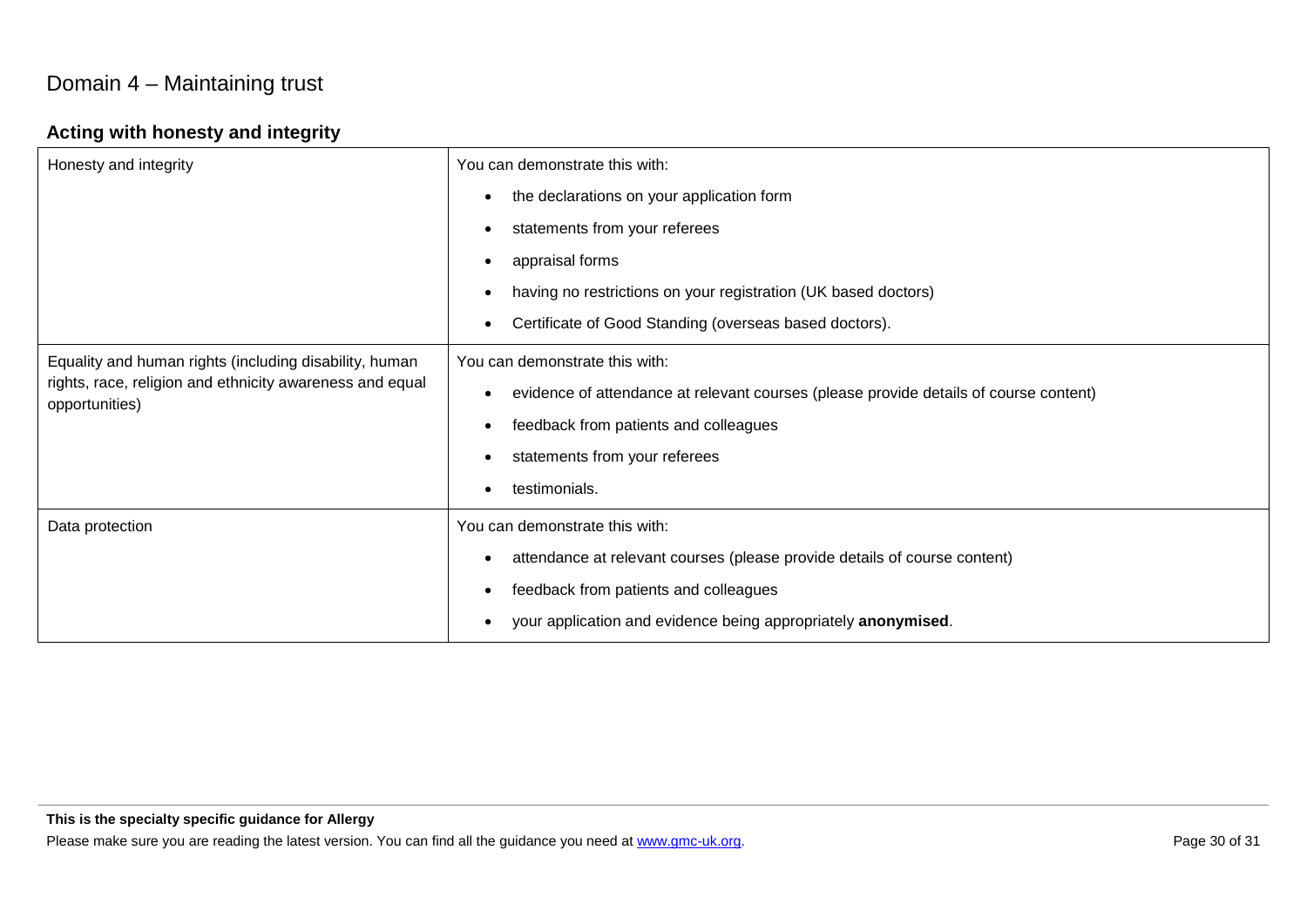# Domain 4 – Maintaining trust

## Acting with honesty and integrity

| | |
|---|---|
| Honesty and integrity | You can demonstrate this with:<br>• the declarations on your application form<br>• statements from your referees<br>• appraisal forms<br>• having no restrictions on your registration (UK based doctors)<br>• Certificate of Good Standing (overseas based doctors). |
| Equality and human rights (including disability, human rights, race, religion and ethnicity awareness and equal opportunities) | You can demonstrate this with:<br>• evidence of attendance at relevant courses (please provide details of course content)<br>• feedback from patients and colleagues<br>• statements from your referees<br>• testimonials. |
| Data protection | You can demonstrate this with:<br>• attendance at relevant courses (please provide details of course content)<br>• feedback from patients and colleagues<br>• your application and evidence being appropriately **anonymised**. |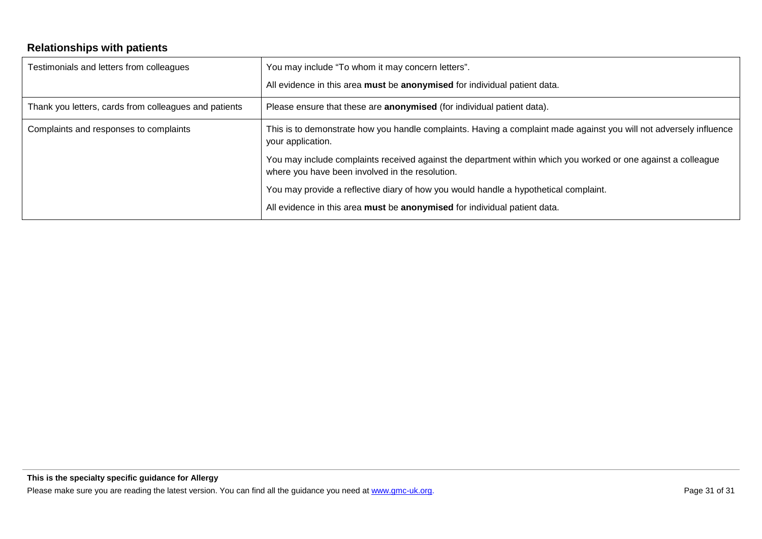## Relationships with patients

| | |
|---|---|
| Testimonials and letters from colleagues | You may include "To whom it may concern letters".<br><br>All evidence in this area **must** be **anonymised** for individual patient data. |
| Thank you letters, cards from colleagues and patients | Please ensure that these are **anonymised** (for individual patient data). |
| Complaints and responses to complaints | This is to demonstrate how you handle complaints. Having a complaint made against you will not adversely influence your application.<br><br>You may include complaints received against the department within which you worked or one against a colleague where you have been involved in the resolution.<br><br>You may provide a reflective diary of how you would handle a hypothetical complaint.<br><br>All evidence in this area **must** be **anonymised** for individual patient data. |